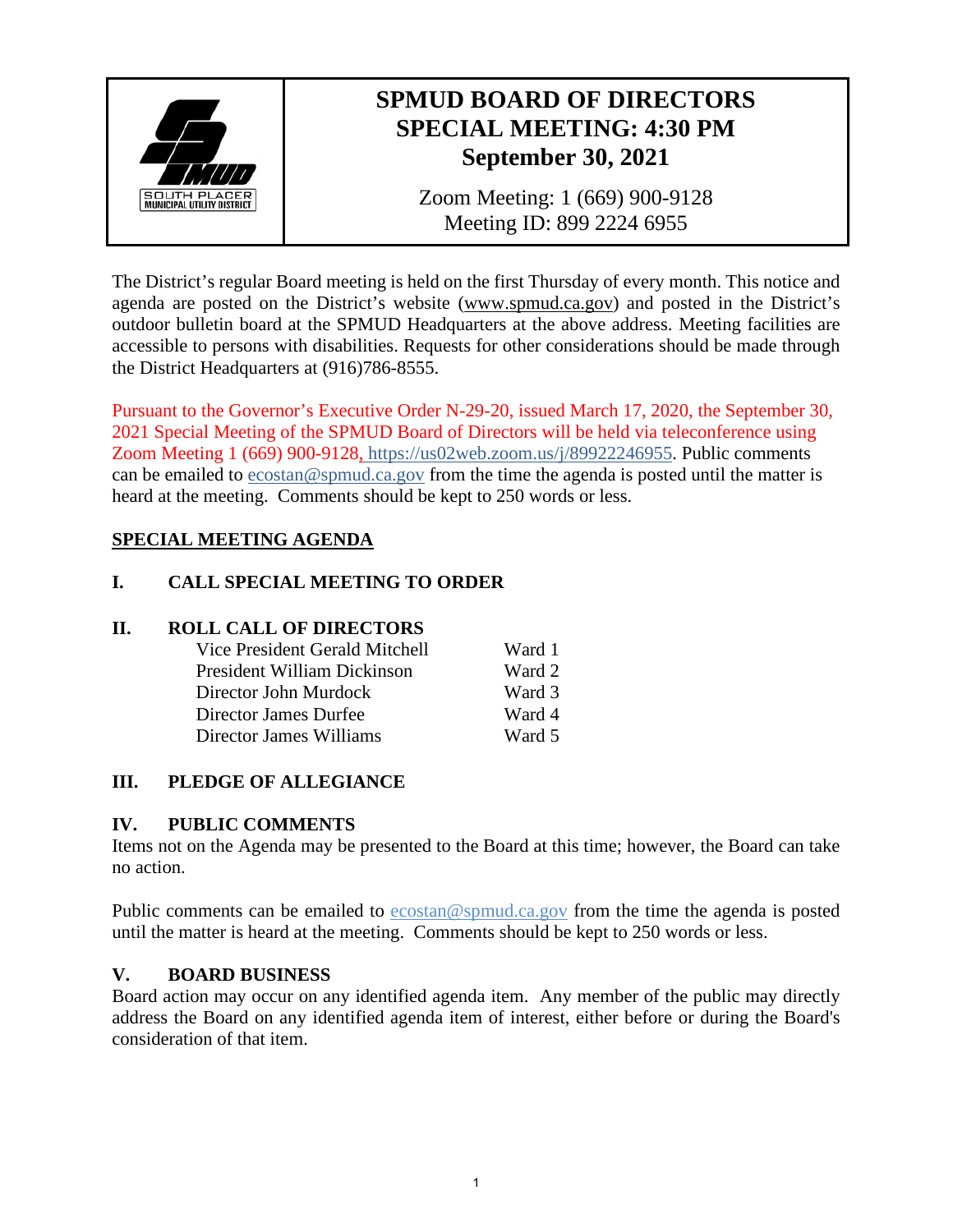SOUTH PLACER MUNICIPAL UTILITY DISTRICT

# SPMUD BOARD OF DIRECTORS SPECIAL MEETING: 4:30 PM September 30, 2021

Zoom Meeting: 1 (669) 900-9128
Meeting ID: 899 2224 6955

The District's regular Board meeting is held on the first Thursday of every month. This notice and agenda are posted on the District's website (www.spmud.ca.gov) and posted in the District's outdoor bulletin board at the SPMUD Headquarters at the above address. Meeting facilities are accessible to persons with disabilities. Requests for other considerations should be made through the District Headquarters at (916)786-8555.

Pursuant to the Governor's Executive Order N-29-20, issued March 17, 2020, the September 30, 2021 Special Meeting of the SPMUD Board of Directors will be held via teleconference using Zoom Meeting 1 (669) 900-9128, https://us02web.zoom.us/j/89922246955. Public comments can be emailed to ecostan@spmud.ca.gov from the time the agenda is posted until the matter is heard at the meeting. Comments should be kept to 250 words or less.

## SPECIAL MEETING AGENDA

### I. CALL SPECIAL MEETING TO ORDER

### II. ROLL CALL OF DIRECTORS

| | |
|---|---|
| Vice President Gerald Mitchell | Ward 1 |
| President William Dickinson | Ward 2 |
| Director John Murdock | Ward 3 |
| Director James Durfee | Ward 4 |
| Director James Williams | Ward 5 |

### III. PLEDGE OF ALLEGIANCE

### IV. PUBLIC COMMENTS

Items not on the Agenda may be presented to the Board at this time; however, the Board can take no action.

Public comments can be emailed to ecostan@spmud.ca.gov from the time the agenda is posted until the matter is heard at the meeting. Comments should be kept to 250 words or less.

### V. BOARD BUSINESS

Board action may occur on any identified agenda item. Any member of the public may directly address the Board on any identified agenda item of interest, either before or during the Board's consideration of that item.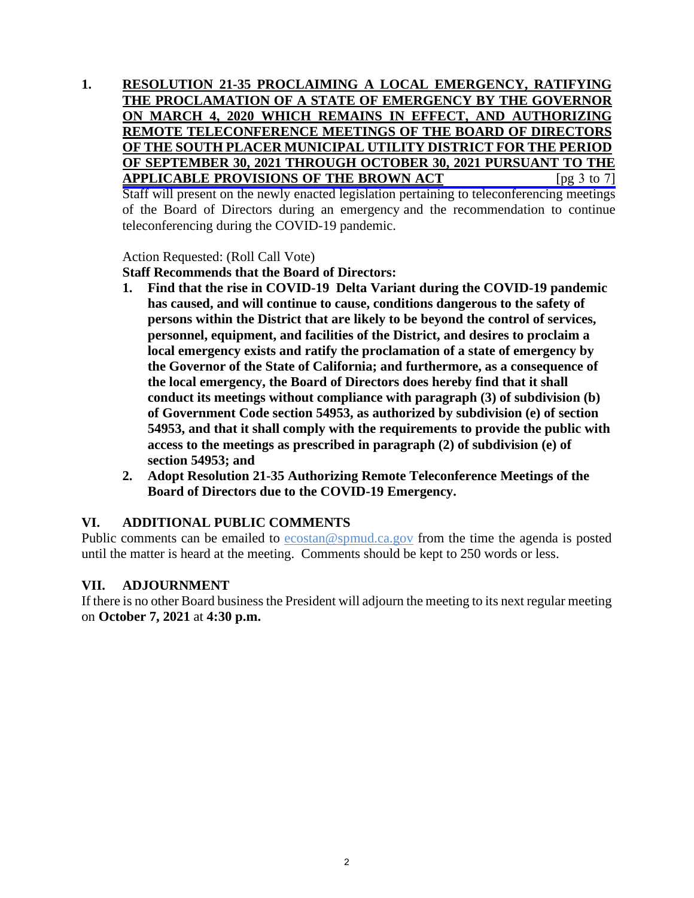1. **<u>RESOLUTION 21-35 PROCLAIMING A LOCAL EMERGENCY, RATIFYING THE PROCLAMATION OF A STATE OF EMERGENCY BY THE GOVERNOR ON MARCH 4, 2020 WHICH REMAINS IN EFFECT, AND AUTHORIZING REMOTE TELECONFERENCE MEETINGS OF THE BOARD OF DIRECTORS OF THE SOUTH PLACER MUNICIPAL UTILITY DISTRICT FOR THE PERIOD OF SEPTEMBER 30, 2021 THROUGH OCTOBER 30, 2021 PURSUANT TO THE APPLICABLE PROVISIONS OF THE BROWN ACT</u>** [pg 3 to 7]

   Staff will present on the newly enacted legislation pertaining to teleconferencing meetings of the Board of Directors during an emergency and the recommendation to continue teleconferencing during the COVID-19 pandemic.

   Action Requested: (Roll Call Vote)

   **Staff Recommends that the Board of Directors:**

   1. **Find that the rise in COVID-19 Delta Variant during the COVID-19 pandemic has caused, and will continue to cause, conditions dangerous to the safety of persons within the District that are likely to be beyond the control of services, personnel, equipment, and facilities of the District, and desires to proclaim a local emergency exists and ratify the proclamation of a state of emergency by the Governor of the State of California; and furthermore, as a consequence of the local emergency, the Board of Directors does hereby find that it shall conduct its meetings without compliance with paragraph (3) of subdivision (b) of Government Code section 54953, as authorized by subdivision (e) of section 54953, and that it shall comply with the requirements to provide the public with access to the meetings as prescribed in paragraph (2) of subdivision (e) of section 54953; and**
   2. **Adopt Resolution 21-35 Authorizing Remote Teleconference Meetings of the Board of Directors due to the COVID-19 Emergency.**

## VI. ADDITIONAL PUBLIC COMMENTS

Public comments can be emailed to ecostan@spmud.ca.gov from the time the agenda is posted until the matter is heard at the meeting. Comments should be kept to 250 words or less.

## VII. ADJOURNMENT

If there is no other Board business the President will adjourn the meeting to its next regular meeting on **October 7, 2021** at **4:30 p.m.**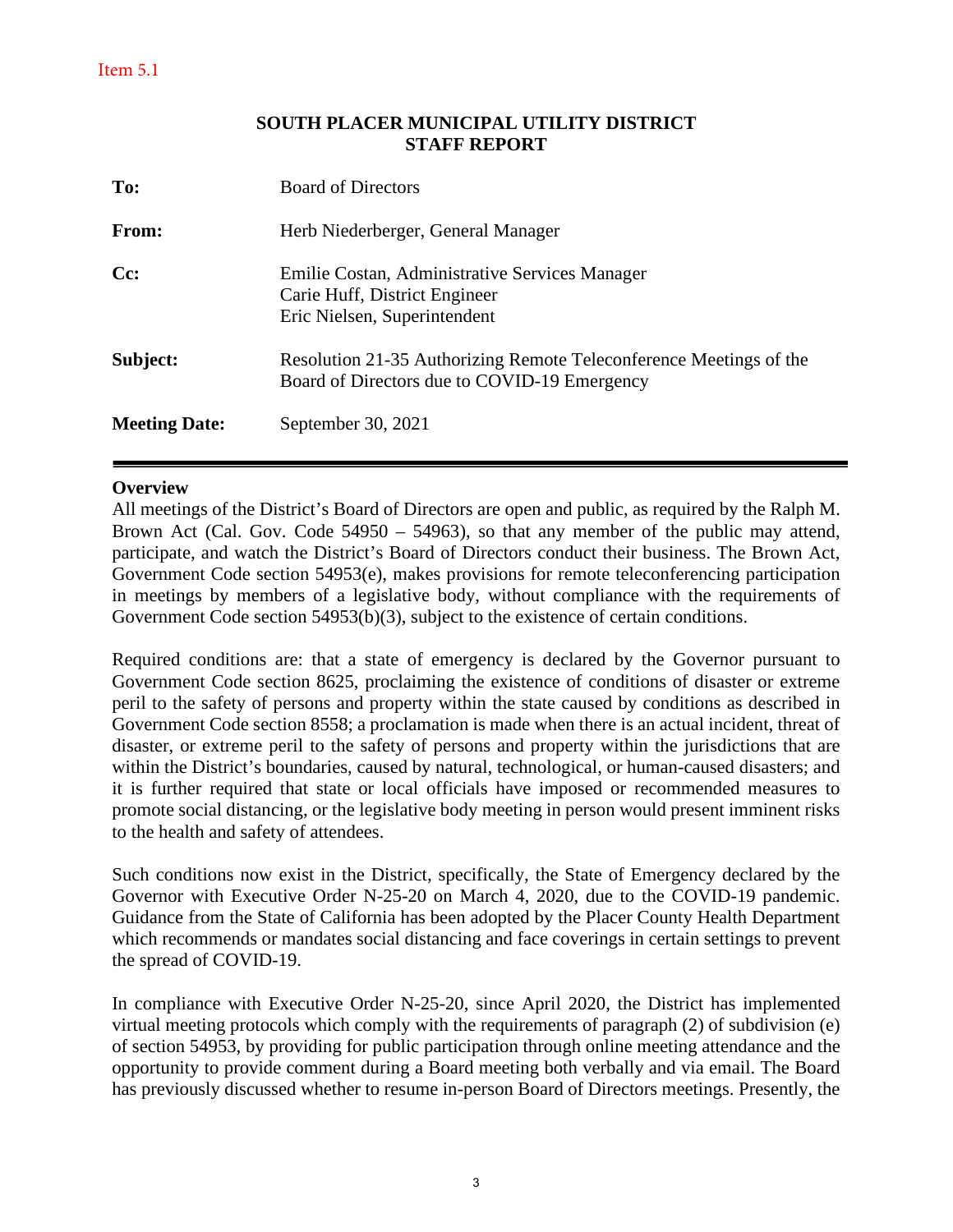Item 5.1

**SOUTH PLACER MUNICIPAL UTILITY DISTRICT**
**STAFF REPORT**

| | |
|---|---|
| **To:** | Board of Directors |
| **From:** | Herb Niederberger, General Manager |
| **Cc:** | Emilie Costan, Administrative Services Manager<br>Carie Huff, District Engineer<br>Eric Nielsen, Superintendent |
| **Subject:** | Resolution 21-35 Authorizing Remote Teleconference Meetings of the Board of Directors due to COVID-19 Emergency |
| **Meeting Date:** | September 30, 2021 |

---

**Overview**

All meetings of the District's Board of Directors are open and public, as required by the Ralph M. Brown Act (Cal. Gov. Code 54950 – 54963), so that any member of the public may attend, participate, and watch the District's Board of Directors conduct their business. The Brown Act, Government Code section 54953(e), makes provisions for remote teleconferencing participation in meetings by members of a legislative body, without compliance with the requirements of Government Code section 54953(b)(3), subject to the existence of certain conditions.

Required conditions are: that a state of emergency is declared by the Governor pursuant to Government Code section 8625, proclaiming the existence of conditions of disaster or extreme peril to the safety of persons and property within the state caused by conditions as described in Government Code section 8558; a proclamation is made when there is an actual incident, threat of disaster, or extreme peril to the safety of persons and property within the jurisdictions that are within the District's boundaries, caused by natural, technological, or human-caused disasters; and it is further required that state or local officials have imposed or recommended measures to promote social distancing, or the legislative body meeting in person would present imminent risks to the health and safety of attendees.

Such conditions now exist in the District, specifically, the State of Emergency declared by the Governor with Executive Order N-25-20 on March 4, 2020, due to the COVID-19 pandemic. Guidance from the State of California has been adopted by the Placer County Health Department which recommends or mandates social distancing and face coverings in certain settings to prevent the spread of COVID-19.

In compliance with Executive Order N-25-20, since April 2020, the District has implemented virtual meeting protocols which comply with the requirements of paragraph (2) of subdivision (e) of section 54953, by providing for public participation through online meeting attendance and the opportunity to provide comment during a Board meeting both verbally and via email. The Board has previously discussed whether to resume in-person Board of Directors meetings. Presently, the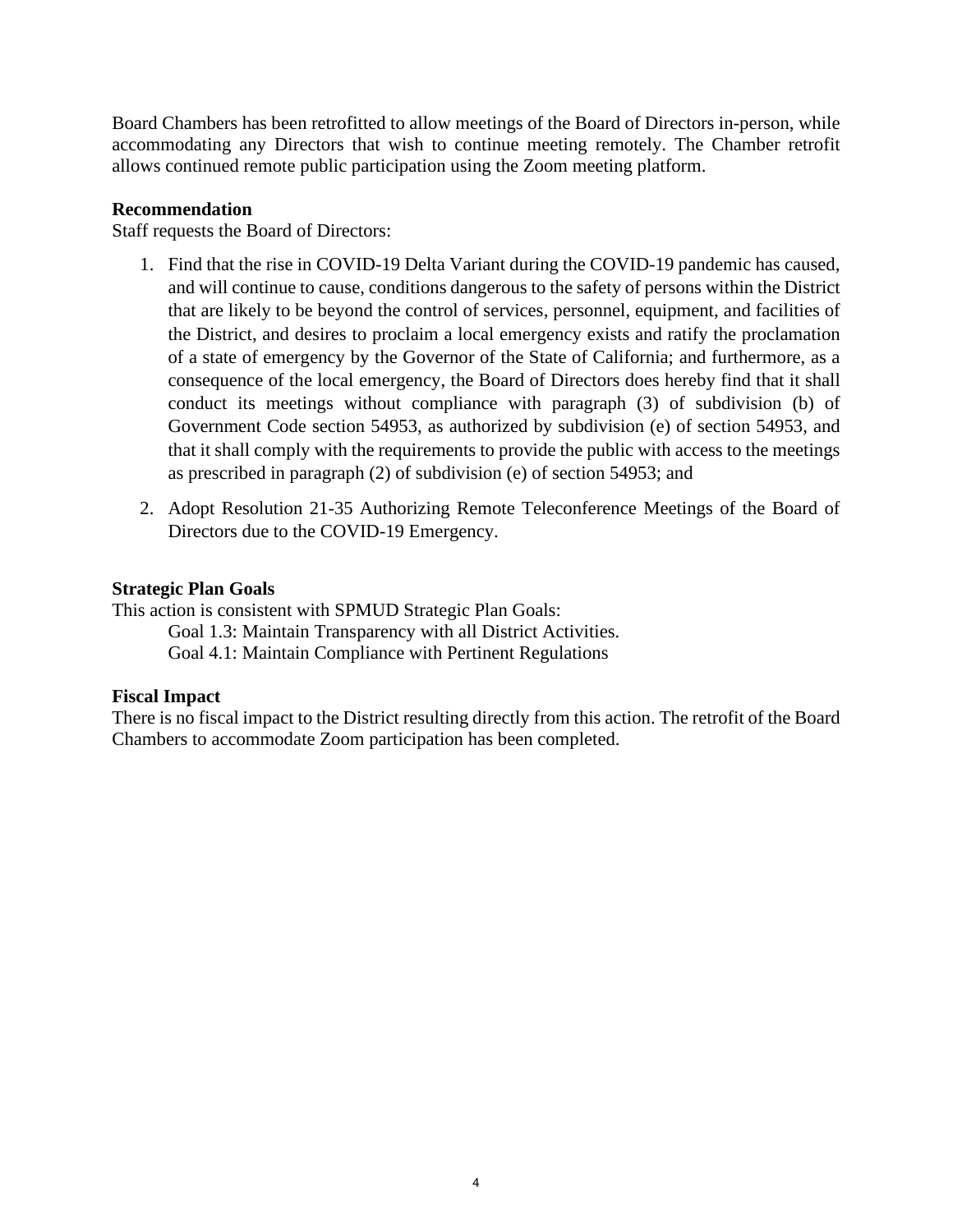Board Chambers has been retrofitted to allow meetings of the Board of Directors in-person, while accommodating any Directors that wish to continue meeting remotely. The Chamber retrofit allows continued remote public participation using the Zoom meeting platform.

**Recommendation**
Staff requests the Board of Directors:

1. Find that the rise in COVID-19 Delta Variant during the COVID-19 pandemic has caused, and will continue to cause, conditions dangerous to the safety of persons within the District that are likely to be beyond the control of services, personnel, equipment, and facilities of the District, and desires to proclaim a local emergency exists and ratify the proclamation of a state of emergency by the Governor of the State of California; and furthermore, as a consequence of the local emergency, the Board of Directors does hereby find that it shall conduct its meetings without compliance with paragraph (3) of subdivision (b) of Government Code section 54953, as authorized by subdivision (e) of section 54953, and that it shall comply with the requirements to provide the public with access to the meetings as prescribed in paragraph (2) of subdivision (e) of section 54953; and

2. Adopt Resolution 21-35 Authorizing Remote Teleconference Meetings of the Board of Directors due to the COVID-19 Emergency.

**Strategic Plan Goals**
This action is consistent with SPMUD Strategic Plan Goals:
Goal 1.3: Maintain Transparency with all District Activities.
Goal 4.1: Maintain Compliance with Pertinent Regulations

**Fiscal Impact**
There is no fiscal impact to the District resulting directly from this action. The retrofit of the Board Chambers to accommodate Zoom participation has been completed.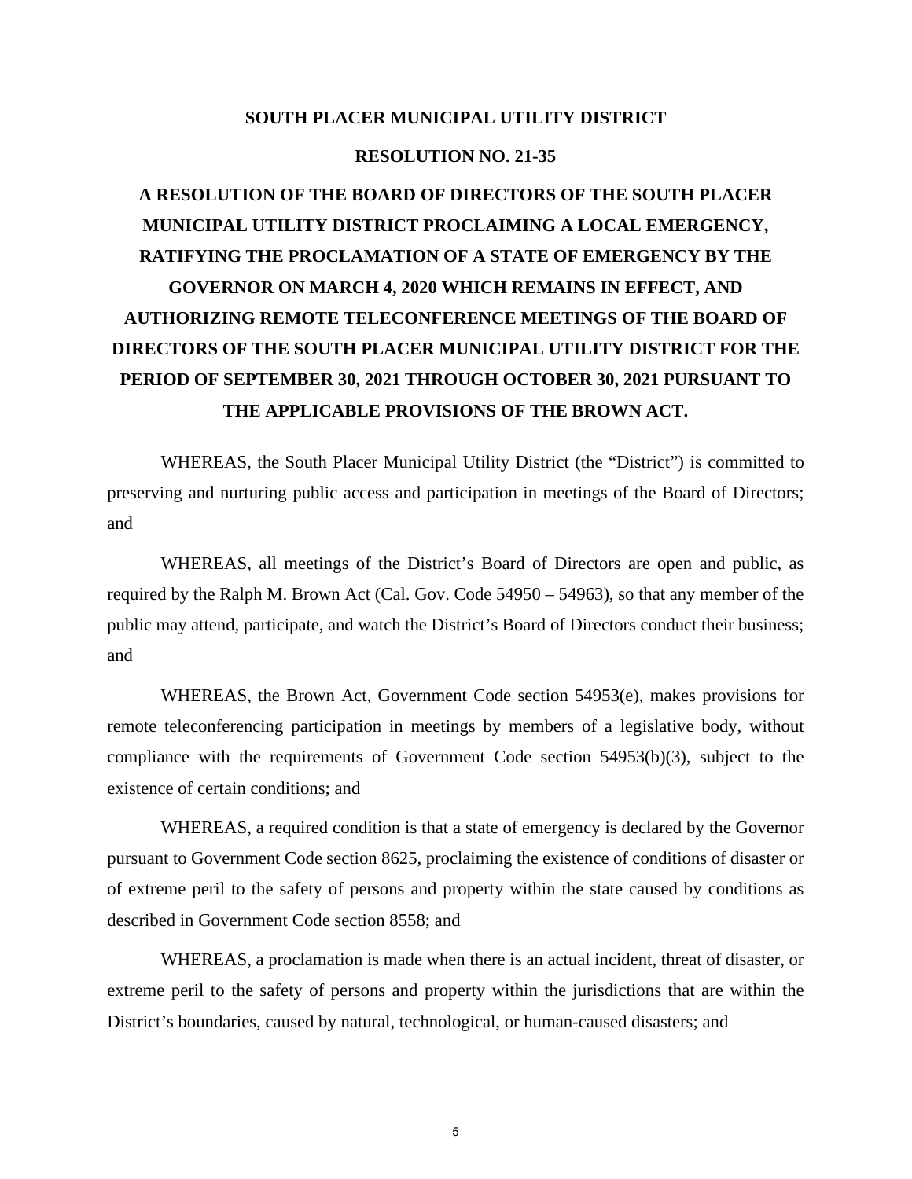**SOUTH PLACER MUNICIPAL UTILITY DISTRICT**

**RESOLUTION NO. 21-35**

# A RESOLUTION OF THE BOARD OF DIRECTORS OF THE SOUTH PLACER MUNICIPAL UTILITY DISTRICT PROCLAIMING A LOCAL EMERGENCY, RATIFYING THE PROCLAMATION OF A STATE OF EMERGENCY BY THE GOVERNOR ON MARCH 4, 2020 WHICH REMAINS IN EFFECT, AND AUTHORIZING REMOTE TELECONFERENCE MEETINGS OF THE BOARD OF DIRECTORS OF THE SOUTH PLACER MUNICIPAL UTILITY DISTRICT FOR THE PERIOD OF SEPTEMBER 30, 2021 THROUGH OCTOBER 30, 2021 PURSUANT TO THE APPLICABLE PROVISIONS OF THE BROWN ACT.

WHEREAS, the South Placer Municipal Utility District (the "District") is committed to preserving and nurturing public access and participation in meetings of the Board of Directors; and

WHEREAS, all meetings of the District's Board of Directors are open and public, as required by the Ralph M. Brown Act (Cal. Gov. Code 54950 – 54963), so that any member of the public may attend, participate, and watch the District's Board of Directors conduct their business; and

WHEREAS, the Brown Act, Government Code section 54953(e), makes provisions for remote teleconferencing participation in meetings by members of a legislative body, without compliance with the requirements of Government Code section 54953(b)(3), subject to the existence of certain conditions; and

WHEREAS, a required condition is that a state of emergency is declared by the Governor pursuant to Government Code section 8625, proclaiming the existence of conditions of disaster or of extreme peril to the safety of persons and property within the state caused by conditions as described in Government Code section 8558; and

WHEREAS, a proclamation is made when there is an actual incident, threat of disaster, or extreme peril to the safety of persons and property within the jurisdictions that are within the District's boundaries, caused by natural, technological, or human-caused disasters; and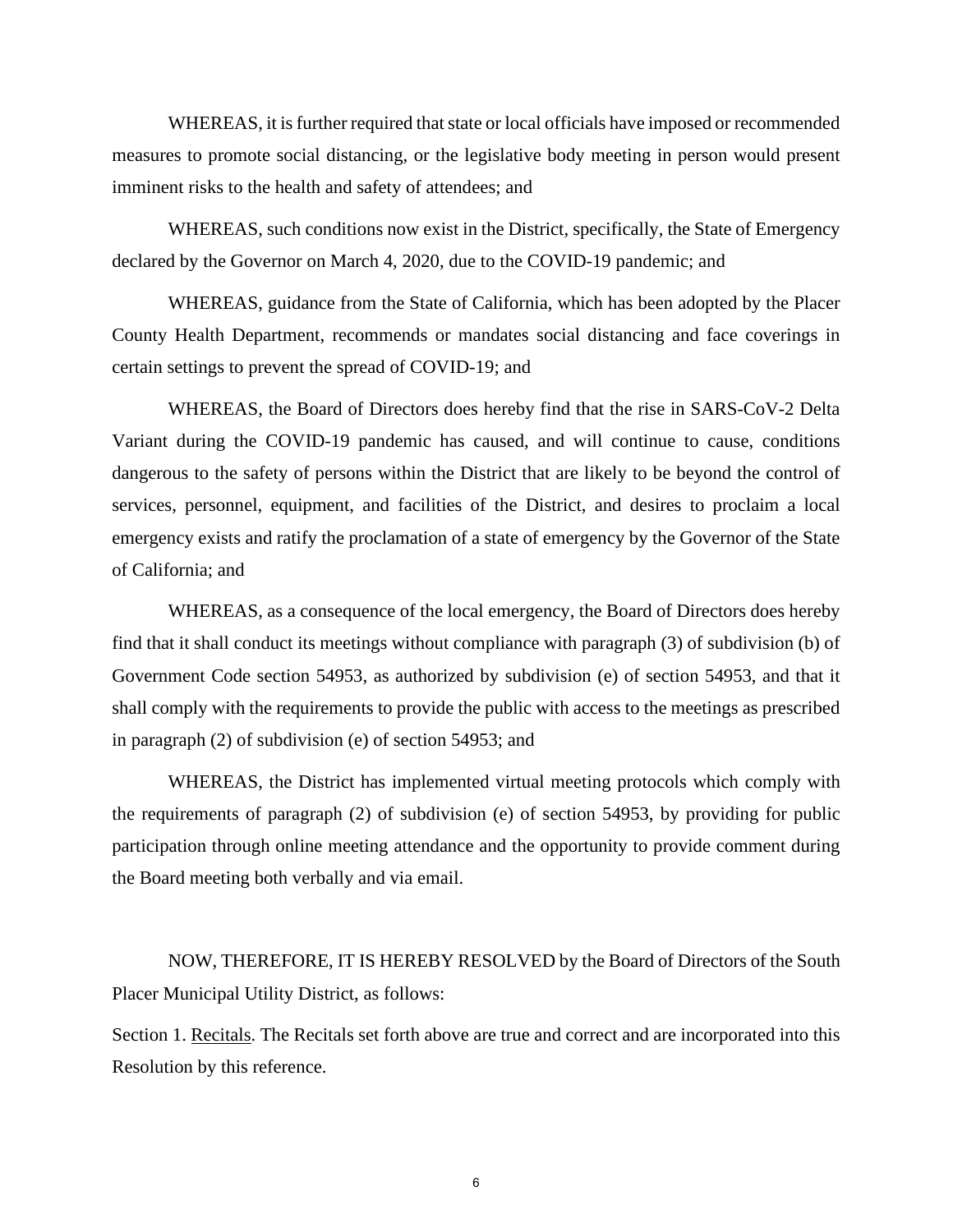WHEREAS, it is further required that state or local officials have imposed or recommended measures to promote social distancing, or the legislative body meeting in person would present imminent risks to the health and safety of attendees; and

WHEREAS, such conditions now exist in the District, specifically, the State of Emergency declared by the Governor on March 4, 2020, due to the COVID-19 pandemic; and

WHEREAS, guidance from the State of California, which has been adopted by the Placer County Health Department, recommends or mandates social distancing and face coverings in certain settings to prevent the spread of COVID-19; and

WHEREAS, the Board of Directors does hereby find that the rise in SARS-CoV-2 Delta Variant during the COVID-19 pandemic has caused, and will continue to cause, conditions dangerous to the safety of persons within the District that are likely to be beyond the control of services, personnel, equipment, and facilities of the District, and desires to proclaim a local emergency exists and ratify the proclamation of a state of emergency by the Governor of the State of California; and

WHEREAS, as a consequence of the local emergency, the Board of Directors does hereby find that it shall conduct its meetings without compliance with paragraph (3) of subdivision (b) of Government Code section 54953, as authorized by subdivision (e) of section 54953, and that it shall comply with the requirements to provide the public with access to the meetings as prescribed in paragraph (2) of subdivision (e) of section 54953; and

WHEREAS, the District has implemented virtual meeting protocols which comply with the requirements of paragraph (2) of subdivision (e) of section 54953, by providing for public participation through online meeting attendance and the opportunity to provide comment during the Board meeting both verbally and via email.

NOW, THEREFORE, IT IS HEREBY RESOLVED by the Board of Directors of the South Placer Municipal Utility District, as follows:

Section 1. Recitals. The Recitals set forth above are true and correct and are incorporated into this Resolution by this reference.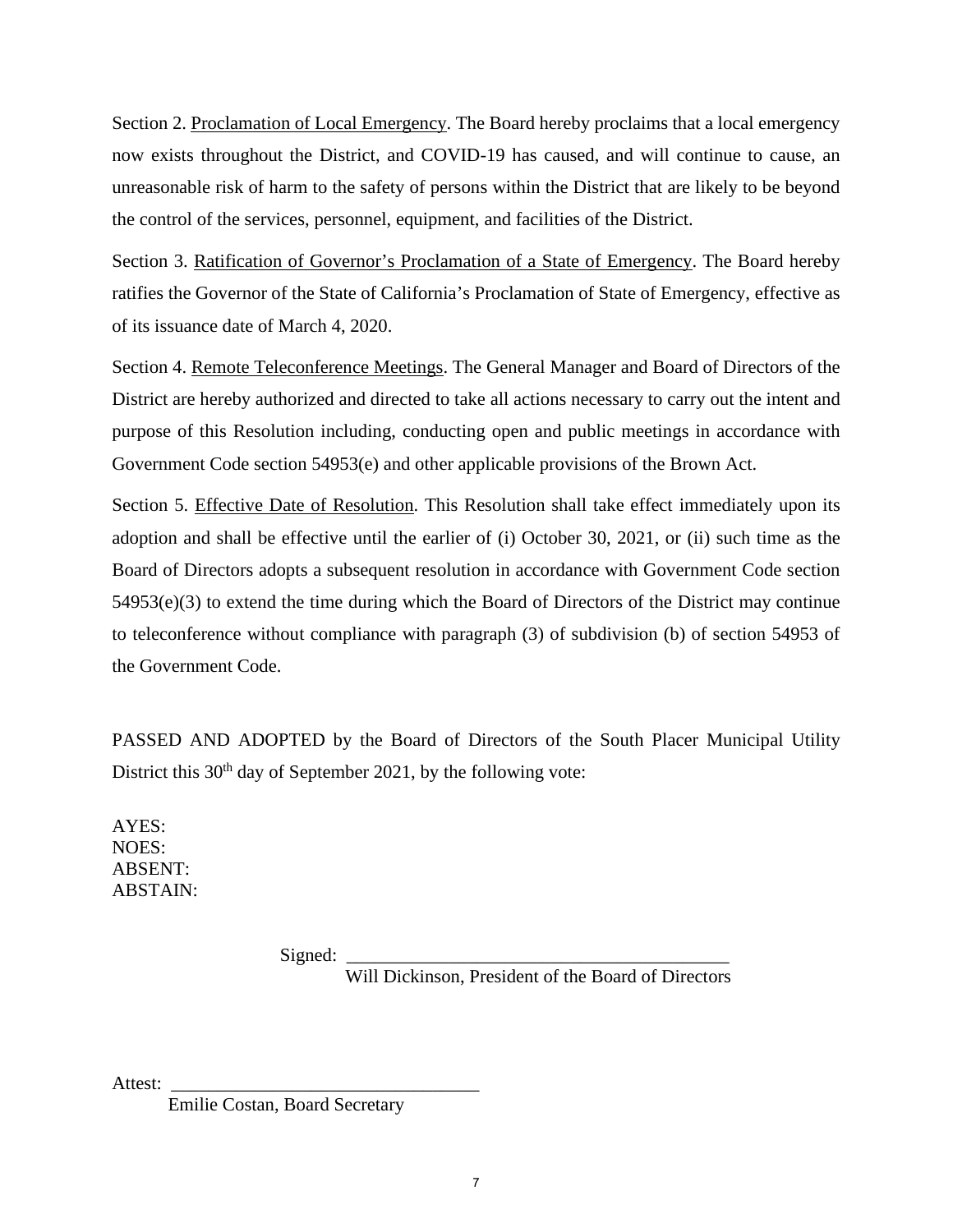Section 2. Proclamation of Local Emergency. The Board hereby proclaims that a local emergency now exists throughout the District, and COVID-19 has caused, and will continue to cause, an unreasonable risk of harm to the safety of persons within the District that are likely to be beyond the control of the services, personnel, equipment, and facilities of the District.

Section 3. Ratification of Governor's Proclamation of a State of Emergency. The Board hereby ratifies the Governor of the State of California's Proclamation of State of Emergency, effective as of its issuance date of March 4, 2020.

Section 4. Remote Teleconference Meetings. The General Manager and Board of Directors of the District are hereby authorized and directed to take all actions necessary to carry out the intent and purpose of this Resolution including, conducting open and public meetings in accordance with Government Code section 54953(e) and other applicable provisions of the Brown Act.

Section 5. Effective Date of Resolution. This Resolution shall take effect immediately upon its adoption and shall be effective until the earlier of (i) October 30, 2021, or (ii) such time as the Board of Directors adopts a subsequent resolution in accordance with Government Code section 54953(e)(3) to extend the time during which the Board of Directors of the District may continue to teleconference without compliance with paragraph (3) of subdivision (b) of section 54953 of the Government Code.

PASSED AND ADOPTED by the Board of Directors of the South Placer Municipal Utility District this 30th day of September 2021, by the following vote:

AYES:
NOES:
ABSENT:
ABSTAIN:

Signed: ___________________________________________
Will Dickinson, President of the Board of Directors

Attest: ___________________________________
Emilie Costan, Board Secretary